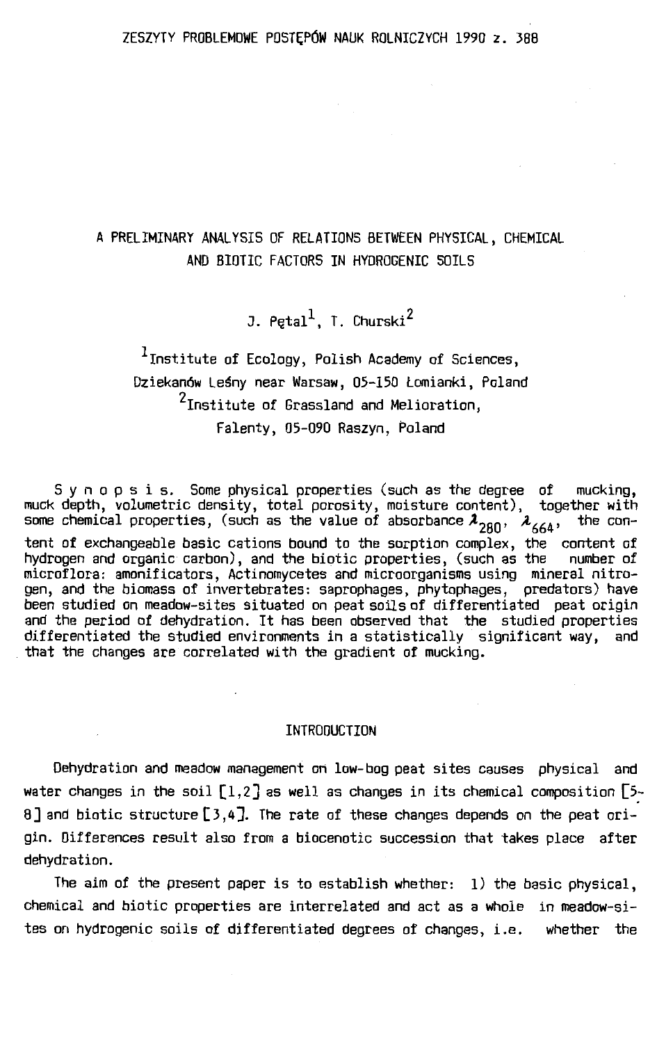# A PRELIMINARY ANALYSIS OF RELATIONS BETWEEN PHYSICAL, CHEMICAL AND BIOTIC FACTORS IN HYDROGENIC SOILS

J. Pętal[1], T. Churski[2]

[1]Institute of Ecology, Polish Academy of Sciences, Dziekanów Leśny near Warsaw, 05-150 Łomianki, Poland

[2]Institute of Grassland and Melioration, Falenty, 05-090 Raszyn, Poland

S y n o p s i s. Some physical properties (such as the degree of mucking, muck depth, volumetric density, total porosity, moisture content), together with some chemical properties, (such as the value of absorbance $\lambda_{280}$, $\lambda_{664}$, the content of exchangeable basic cations bound to the sorption complex, the content of hydrogen and organic carbon), and the biotic properties, (such as the number of microflora: amonificators, Actinomycetes and microorganisms using mineral nitrogen, and the biomass of invertebrates: saprophages, phytophages, predators) have been studied on meadow-sites situated on peat soils of differentiated peat origin and the period of dehydration. It has been observed that the studied properties differentiated the studied environments in a statistically significant way, and that the changes are correlated with the gradient of mucking.

## INTRODUCTION

Dehydration and meadow management on low-bog peat sites causes physical and water changes in the soil [1,2] as well as changes in its chemical composition [5-8] and biotic structure [3,4]. The rate of these changes depends on the peat origin. Differences result also from a biocenotic succession that takes place after dehydration.

The aim of the present paper is to establish whether: 1) the basic physical, chemical and biotic properties are interrelated and act as a whole in meadow-sites on hydrogenic soils of differentiated degrees of changes, i.e. whether the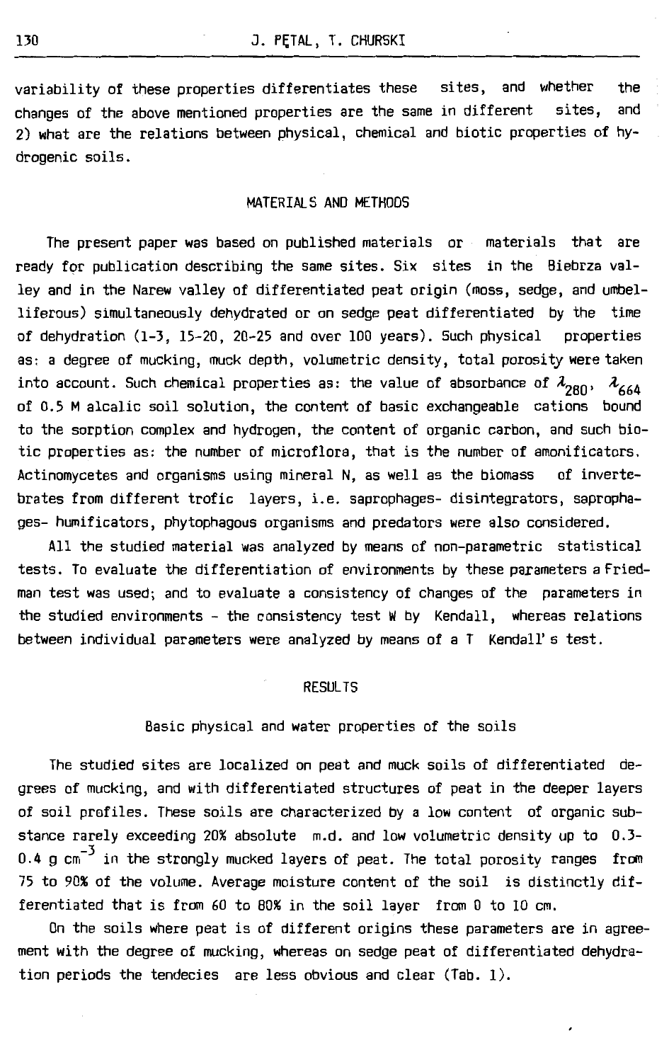variability of these properties differentiates these sites, and whether the changes of the above mentioned properties are the same in different sites, and 2) what are the relations between physical, chemical and biotic properties of hydrogenic soils.

## MATERIALS AND METHODS

The present paper was based on published materials or materials that are ready for publication describing the same sites. Six sites in the Biebrza valley and in the Narew valley of differentiated peat origin (moss, sedge, and umbelliferous) simultaneously dehydrated or on sedge peat differentiated by the time of dehydration (1-3, 15-20, 20-25 and over 100 years). Such physical properties as: a degree of mucking, muck depth, volumetric density, total porosity were taken into account. Such chemical properties as: the value of absorbance of $\lambda_{280}$, $\lambda_{664}$ of 0.5 M alcalic soil solution, the content of basic exchangeable cations bound to the sorption complex and hydrogen, the content of organic carbon, and such biotic properties as: the number of microflora, that is the number of amonificators. Actinomycetes and organisms using mineral N, as well as the biomass of invertebrates from different trofic layers, i.e. saprophages- disintegrators, saprophages- humificators, phytophagous organisms and predators were also considered.

All the studied material was analyzed by means of non-parametric statistical tests. To evaluate the differentiation of environments by these parameters a Friedman test was used; and to evaluate a consistency of changes of the parameters in the studied environments - the consistency test W by Kendall, whereas relations between individual parameters were analyzed by means of a T Kendall's test.

## RESULTS

### Basic physical and water properties of the soils

The studied sites are localized on peat and muck soils of differentiated degrees of mucking, and with differentiated structures of peat in the deeper layers of soil profiles. These soils are characterized by a low content of organic substance rarely exceeding 20% absolute m.d. and low volumetric density up to 0.3-0.4 g $cm^{-3}$ in the strongly mucked layers of peat. The total porosity ranges from 75 to 90% of the volume. Average moisture content of the soil is distinctly differentiated that is from 60 to 80% in the soil layer from 0 to 10 cm.

On the soils where peat is of different origins these parameters are in agreement with the degree of mucking, whereas on sedge peat of differentiated dehydration periods the tendecies are less obvious and clear (Tab. 1).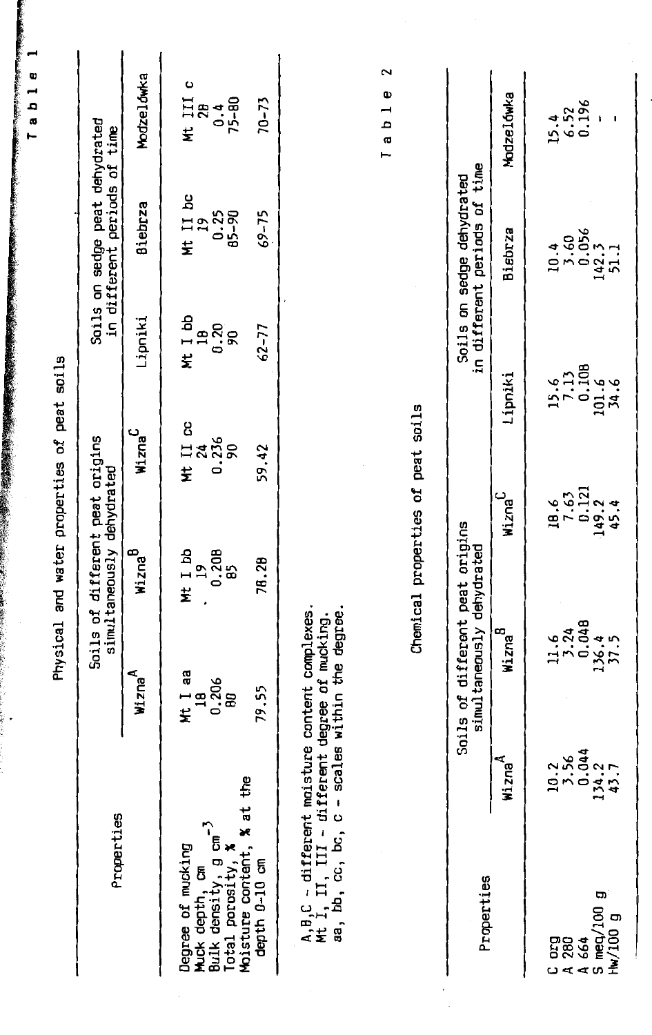Table 1

Physical and water properties of peat soils

| Properties | Soils of different peat origins simultaneously dehydrated | | | Soils on sedge peat dehydrated in different periods of time | | |
|---|---|---|---|---|---|---|
| | Wizna[A] | Wizna[B] | Wizna[C] | Lipniki | Biebrza | Modzelówka |
| Degree of mucking | Mt I aa | Mt I bb | Mt II cc | Mt I bb | Mt II bc | Mt III c |
| Muck depth, cm | 18 | 19 | 24 | 18 | 19 | 28 |
| Bulk density, g cm$^{-3}$ | 0.206 | 0.208 | 0.236 | 0.20 | 0.25 | 0.4 |
| Total porosity, % | 80 | 85 | 90 | 90 | 85-90 | 75-80 |
| Moisture content, % at the depth 0-10 cm | 79.55 | 78.28 | 59.42 | 62-77 | 69-75 | 70-73 |

A,B,C - different moisture content complexes.
Mt I, II, III - different degree of mucking.
aa, bb, cc, bc, c - scales within the degree.

Table 2

Chemical properties of peat soils

| Properties | Soils of different peat origins simultaneously dehydrated | | | Soils on sedge peat dehydrated in different periods of time | | |
|---|---|---|---|---|---|---|
| | Wizna[A] | Wizna[B] | Wizna[C] | Lipniki | Biebrza | Modzelówka |
| C org | 10.2 | 11.6 | 18.6 | 15.6 | 10.4 | 15.4 |
| A 280 | 3.56 | 3.24 | 7.63 | 7.13 | 3.60 | 6.52 |
| A 664 | 0.044 | 0.048 | 0.121 | 0.108 | 0.056 | 0.196 |
| S meq/100 g | 134.2 | 136.4 | 149.2 | 101.6 | 142.3 | - |
| Hw/100 g | 43.7 | 37.5 | 45.4 | 34.6 | 51.1 | - |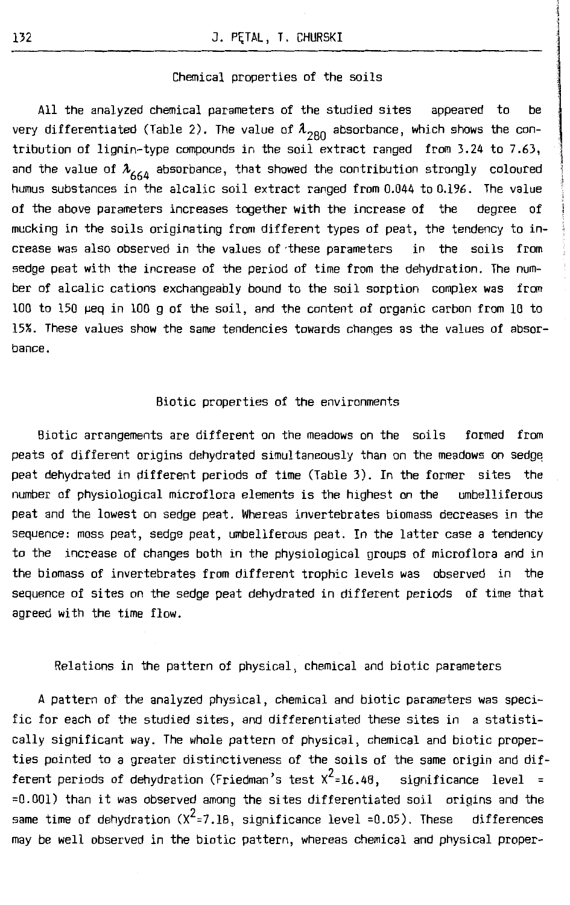## Chemical properties of the soils

All the analyzed chemical parameters of the studied sites appeared to be very differentiated (Table 2). The value of $\lambda_{280}$ absorbance, which shows the contribution of lignin-type compounds in the soil extract ranged from 3.24 to 7.63, and the value of $\lambda_{664}$ absorbance, that showed the contribution strongly coloured humus substances in the alcalic soil extract ranged from 0.044 to 0.196. The value of the above parameters increases together with the increase of the degree of mucking in the soils originating from different types of peat, the tendency to increase was also observed in the values of these parameters in the soils from sedge peat with the increase of the period of time from the dehydration. The number of alcalic cations exchangeably bound to the soil sorption complex was from 100 to 150 μeq in 100 g of the soil, and the content of organic carbon from 10 to 15%. These values show the same tendencies towards changes as the values of absorbance.

## Biotic properties of the environments

Biotic arrangements are different on the meadows on the soils formed from peats of different origins dehydrated simultaneously than on the meadows on sedge peat dehydrated in different periods of time (Table 3). In the former sites the number of physiological microflora elements is the highest on the umbelliferous peat and the lowest on sedge peat. Whereas invertebrates biomass decreases in the sequence: moss peat, sedge peat, umbelliferous peat. In the latter case a tendency to the increase of changes both in the physiological groups of microflora and in the biomass of invertebrates from different trophic levels was observed in the sequence of sites on the sedge peat dehydrated in different periods of time that agreed with the time flow.

## Relations in the pattern of physical, chemical and biotic parameters

A pattern of the analyzed physical, chemical and biotic parameters was specific for each of the studied sites, and differentiated these sites in a statistically significant way. The whole pattern of physical, chemical and biotic properties pointed to a greater distinctiveness of the soils of the same origin and different periods of dehydration (Friedman's test $X^2$=16.48, significance level = =0.001) than it was observed among the sites differentiated soil origins and the same time of dehydration ($X^2$=7.18, significance level =0.05). These differences may be well observed in the biotic pattern, whereas chemical and physical proper-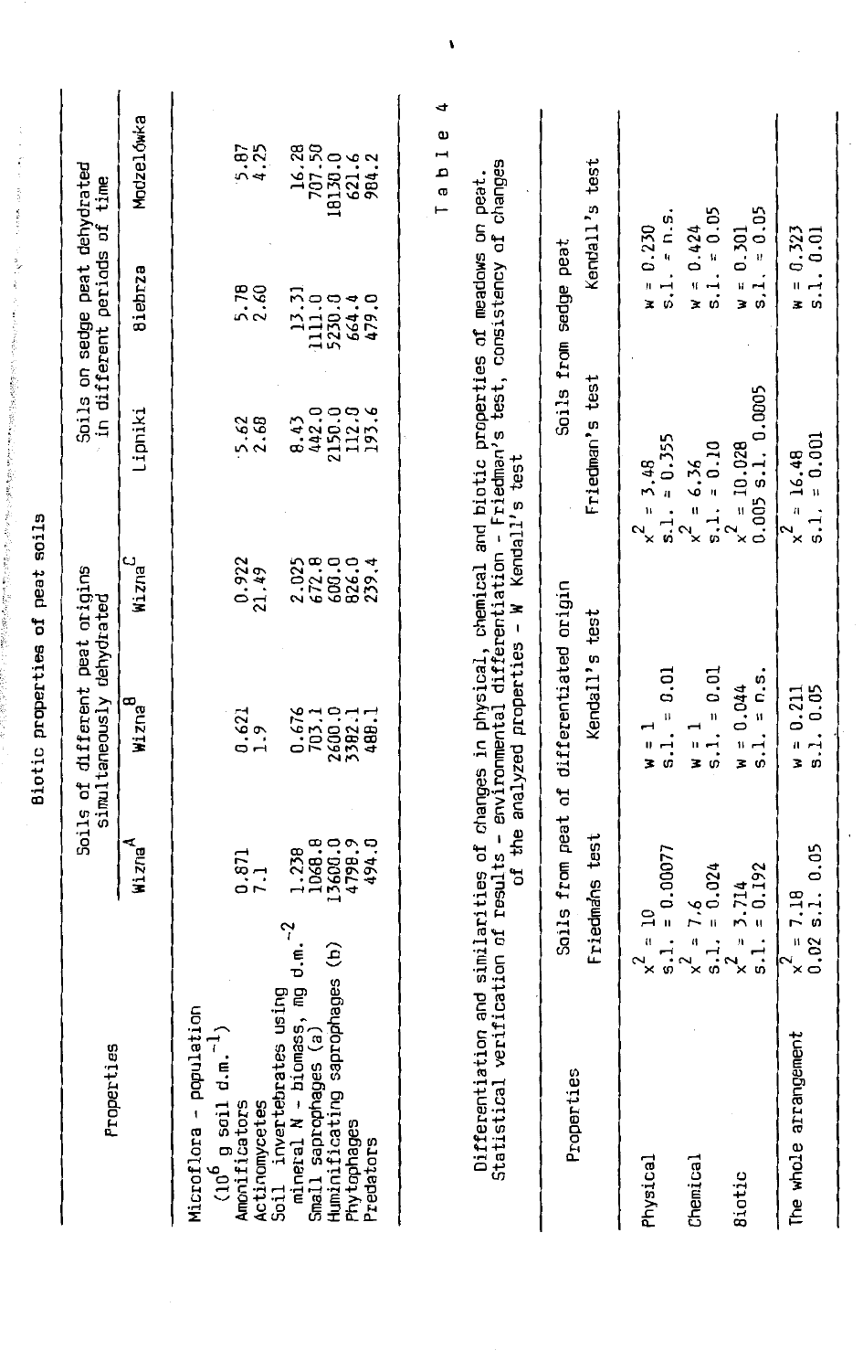Biotic properties of peat soils

| Properties | Soils of different peat origins simultaneously dehydrated | | | Soils on sedge peat dehydrated in different periods of time | | |
|---|---|---|---|---|---|---|
| | Wizna[A] | Wizna[B] | Wizna[C] | Lipniki | Biebrza | Modzelówka |
| Microflora - population ($10^6$ g soil d.m.$^{-1}$) | | | | | | |
| Amonificators | 0.871 | 0.621 | 0.922 | 5.62 | 5.78 | 5.87 |
| Actinomycetes | 7.1 | 1.9 | 21.49 | 2.68 | 2.60 | 4.25 |
| Soil invertebrates using mineral N - biomass, mg d.m.$^{-2}$ | 1.238 | 0.676 | 2.025 | 8.43 | 13.31 | 16.28 |
| Small saprophages (a) | 1068.8 | 703.1 | 672.8 | 442.0 | 1111.0 | 707.50 |
| Humificating saprophages (b) | 13600.0 | 2600.0 | 600.0 | 2150.0 | 5230.0 | 18130.0 |
| Phytophages | 4798.9 | 3382.1 | 826.0 | 112.0 | 664.4 | 621.6 |
| Predators | 494.0 | 488.1 | 239.4 | 193.6 | 479.0 | 984.2 |

Table 4

Differentiation and similarities of changes in physical, chemical and biotic properties of meadows on peat. Statistical verification of results - environmental differentiation - Friedman's test, consistency of changes of the analyzed properties - W Kendall's test

| Properties | Soils from peat of differentiated origin | | Soils from sedge peat | |
|---|---|---|---|---|
| | Friedmans test | Kendall's test | Friedman's test | Kendall's test |
| Physical | $x^2 = 10$<br>s.l. = 0.00077 | w = 1<br>s.l. = 0.01 | $x^2 = 3.48$<br>s.l. = 0.355 | w = 0.230<br>s.l. = n.s. |
| Chemical | $x^2 = 7.6$<br>s.l. = 0.024 | w = 1<br>s.l. = 0.01 | $x^2 = 6.36$<br>s.l. = 0.10 | w = 0.424<br>s.l. = 0.05 |
| Biotic | $x^2 = 3.714$<br>s.l. = 0.192 | w = 0.044<br>s.l. = n.s. | $x^2 = 10.028$<br>0.005 s.l. 0.0005 | w = 0.301<br>s.l. = 0.05 |
| The whole arrangement | $x^2 = 7.18$<br>0.02 s.l. 0.05 | w = 0.211<br>s.l. 0.05 | $x^2 = 16.48$<br>s.l. = 0.001 | w = 0.323<br>s.l. 0.01 |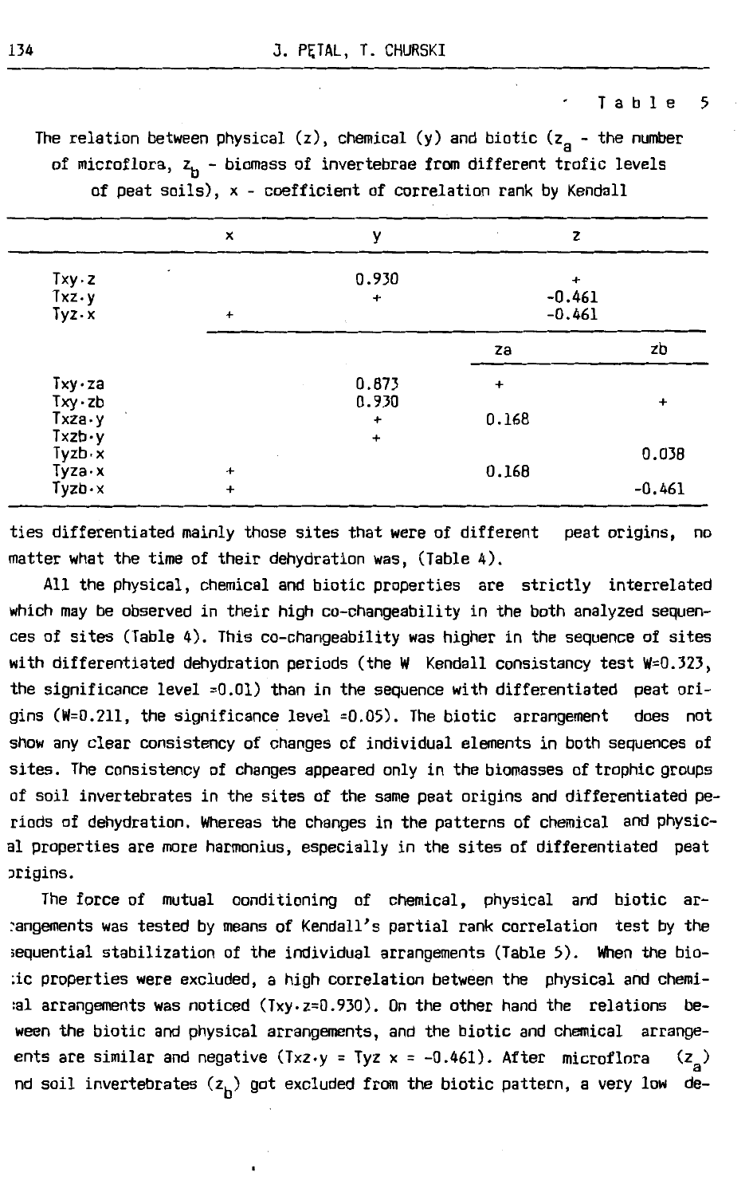Table 5

The relation between physical (z), chemical (y) and biotic ($z_a$ - the number of microflora, $z_b$ - biomass of invertebrae from different trofic levels of peat soils), x - coefficient of correlation rank by Kendall

| | x | y | z | |
|---|---|---|---|---|
| Txy·z | | 0.930 | + | |
| Txz·y | | + | -0.461 | |
| Tyz·x | + | | -0.461 | |
| | | | za | zb |
| Txy·za | | 0.873 | + | |
| Txy·zb | | 0.930 | | + |
| Txza·y | | + | 0.168 | |
| Txzb·y | | + | | |
| Tyzb·x | | | | 0.038 |
| Tyza·x | + | | 0.168 | |
| Tyzb·x | + | | | -0.461 |

ties differentiated mainly those sites that were of different peat origins, no matter what the time of their dehydration was, (Table 4).

All the physical, chemical and biotic properties are strictly interrelated which may be observed in their high co-changeability in the both analyzed sequences of sites (Table 4). This co-changeability was higher in the sequence of sites with differentiated dehydration periods (the W Kendall consistancy test W=0.323, the significance level =0.01) than in the sequence with differentiated peat origins (W=0.211, the significance level =0.05). The biotic arrangement does not show any clear consistency of changes of individual elements in both sequences of sites. The consistency of changes appeared only in the biomasses of trophic groups of soil invertebrates in the sites of the same peat origins and differentiated periods of dehydration. Whereas the changes in the patterns of chemical and physical properties are more harmonius, especially in the sites of differentiated peat origins.

The force of mutual conditioning of chemical, physical and biotic arrangements was tested by means of Kendall's partial rank correlation test by the sequential stabilization of the individual arrangements (Table 5). When the biotic properties were excluded, a high correlation between the physical and chemical arrangements was noticed (Txy·z=0.930). On the other hand the relations beween the biotic and physical arrangements, and the biotic and chemical arrangements are similar and negative (Txz·y = Tyz x = -0.461). After microflora ($z_a$) nd soil invertebrates ($z_b$) got excluded from the biotic pattern, a very low de-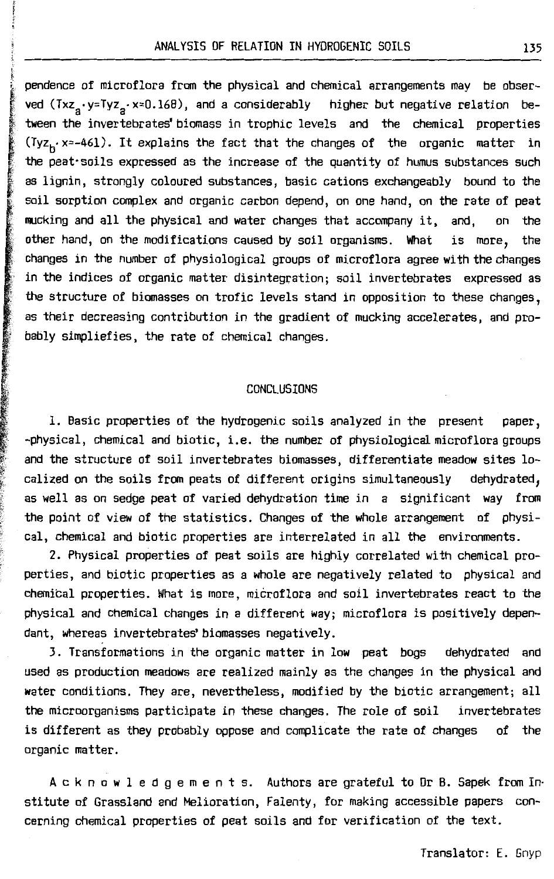pendence of microflora from the physical and chemical arrangements may be observed ($Txz_a \cdot y = Tyz_a \cdot x = 0.168$), and a considerably higher but negative relation between the invertebrates' biomass in trophic levels and the chemical properties ($Tyz_b \cdot x = -461$). It explains the fact that the changes of the organic matter in the peat-soils expressed as the increase of the quantity of humus substances such as lignin, strongly coloured substances, basic cations exchangeably bound to the soil sorption complex and organic carbon depend, on one hand, on the rate of peat mucking and all the physical and water changes that accompany it, and, on the other hand, on the modifications caused by soil organisms. What is more, the changes in the number of physiological groups of microflora agree with the changes in the indices of organic matter disintegration; soil invertebrates expressed as the structure of biomasses on trofic levels stand in opposition to these changes, as their decreasing contribution in the gradient of mucking accelerates, and probably simpliefies, the rate of chemical changes.

## CONCLUSIONS

1. Basic properties of the hydrogenic soils analyzed in the present paper, -physical, chemical and biotic, i.e. the number of physiological microflora groups and the structure of soil invertebrates biomasses, differentiate meadow sites localized on the soils from peats of different origins simultaneously dehydrated, as well as on sedge peat of varied dehydration time in a significant way from the point of view of the statistics. Changes of the whole arrangement of physical, chemical and biotic properties are interrelated in all the environments.

2. Physical properties of peat soils are highly correlated with chemical properties, and biotic properties as a whole are negatively related to physical and chemical properties. What is more, microflora and soil invertebrates react to the physical and chemical changes in a different way; microflora is positively dependant, whereas invertebrates' biomasses negatively.

3. Transformations in the organic matter in low peat bogs dehydrated and used as production meadows are realized mainly as the changes in the physical and water conditions. They are, nevertheless, modified by the biotic arrangement; all the microorganisms participate in these changes. The role of soil invertebrates is different as they probably oppose and complicate the rate of changes of the organic matter.

A c k n o w l e d g e m e n t s. Authors are grateful to Dr B. Sapek from Institute of Grassland and Melioration, Falenty, for making accessible papers concerning chemical properties of peat soils and for verification of the text.

Translator: E. Gnyp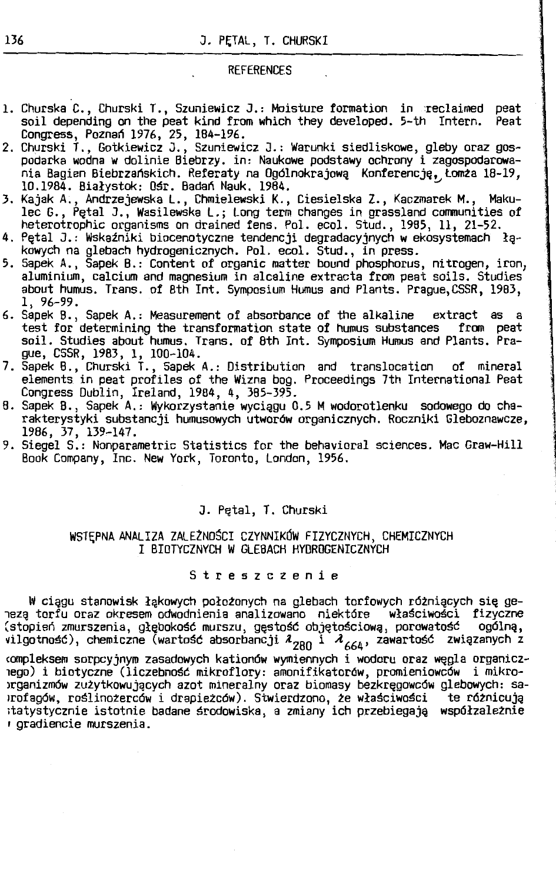## REFERENCES

1. Churska C., Churski T., Szuniewicz J.: Moisture formation in reclaimed peat soil depending on the peat kind from which they developed. 5-th Intern. Peat Congress, Poznań 1976, 25, 184-196.
2. Churski T., Gotkiewicz J., Szuniewicz J.: Warunki siedliskowe, gleby oraz gospodarka wodna w dolinie Biebrzy. in: Naukowe podstawy ochrony i zagospodarowania Bagien Biebrzańskich. Referaty na Ogólnokrajową Konferencję, Łomża 18-19, 10.1984. Białystok: Ośr. Badań Nauk. 1984.
3. Kajak A., Andrzejewska L., Chmielewski K., Ciesielska Z., Kaczmarek M., Makulec G., Pętal J., Wasilewska L.; Long term changes in grassland communities of heterotrophic organisms on drained fens. Pol. ecol. Stud., 1985, 11, 21-52.
4. Pętal J.: Wskaźniki biocenotyczne tendencji degradacyjnych w ekosystemach łąkowych na glebach hydrogenicznych. Pol. ecol. Stud., in press.
5. Sapek A., Sapek B.: Content of organic matter bound phosphorus, nitrogen, iron, aluminium, calcium and magnesium in alcaline extracta from peat soils. Studies about humus. Trans. of 8th Int. Symposium Humus and Plants. Prague, CSSR, 1983, 1, 96-99.
6. Sapek B., Sapek A.: Measurement of absorbance of the alkaline extract as a test for determining the transformation state of humus substances from peat soil. Studies about humus. Trans. of 8th Int. Symposium Humus and Plants. Prague, CSSR, 1983, 1, 100-104.
7. Sapek B., Churski T., Sapek A.: Distribution and translocation of mineral elements in peat profiles of the Wizna bog. Proceedings 7th International Peat Congress Dublin, Ireland, 1984, 4, 385-395.
8. Sapek B., Sapek A.: Wykorzystanie wyciągu 0.5 M wodorotlenku sodowego do charakterystyki substancji humusowych utworów organicznych. Roczniki Gleboznawcze, 1986, 37, 139-147.
9. Siegel S.: Nonparametric Statistics for the behavioral sciences. Mac Graw-Hill Book Company, Inc. New York, Toronto, London, 1956.

J. Pętal, T. Churski

### WSTĘPNA ANALIZA ZALEŻNOŚCI CZYNNIKÓW FIZYCZNYCH, CHEMICZNYCH I BIOTYCZNYCH W GLEBACH HYDROGENICZNYCH

### Streszczenie

W ciągu stanowisk łąkowych położonych na glebach torfowych różniących się genezą torfu oraz okresem odwodnienia analizowano niektóre właściwości fizyczne (stopień zmurszenia, głębokość murszu, gęstość objętościową, porowatość ogólną, wilgotność), chemiczne (wartość absorbancji $\lambda_{280}$ i $\lambda_{664}$, zawartość związanych z kompleksem sorpcyjnym zasadowych kationów wymiennych i wodoru oraz węgla organicznego) i biotyczne (liczebność mikroflory: amonifikatorów, promieniowców i mikroorganizmów zużytkowujących azot mineralny oraz biomasy bezkręgowców glebowych: saprofagów, roślinożerców i drapieżców). Stwierdzono, że właściwości te różnicują statystycznie istotnie badane środowiska, a zmiany ich przebiegają współzależnie w gradiencie murszenia.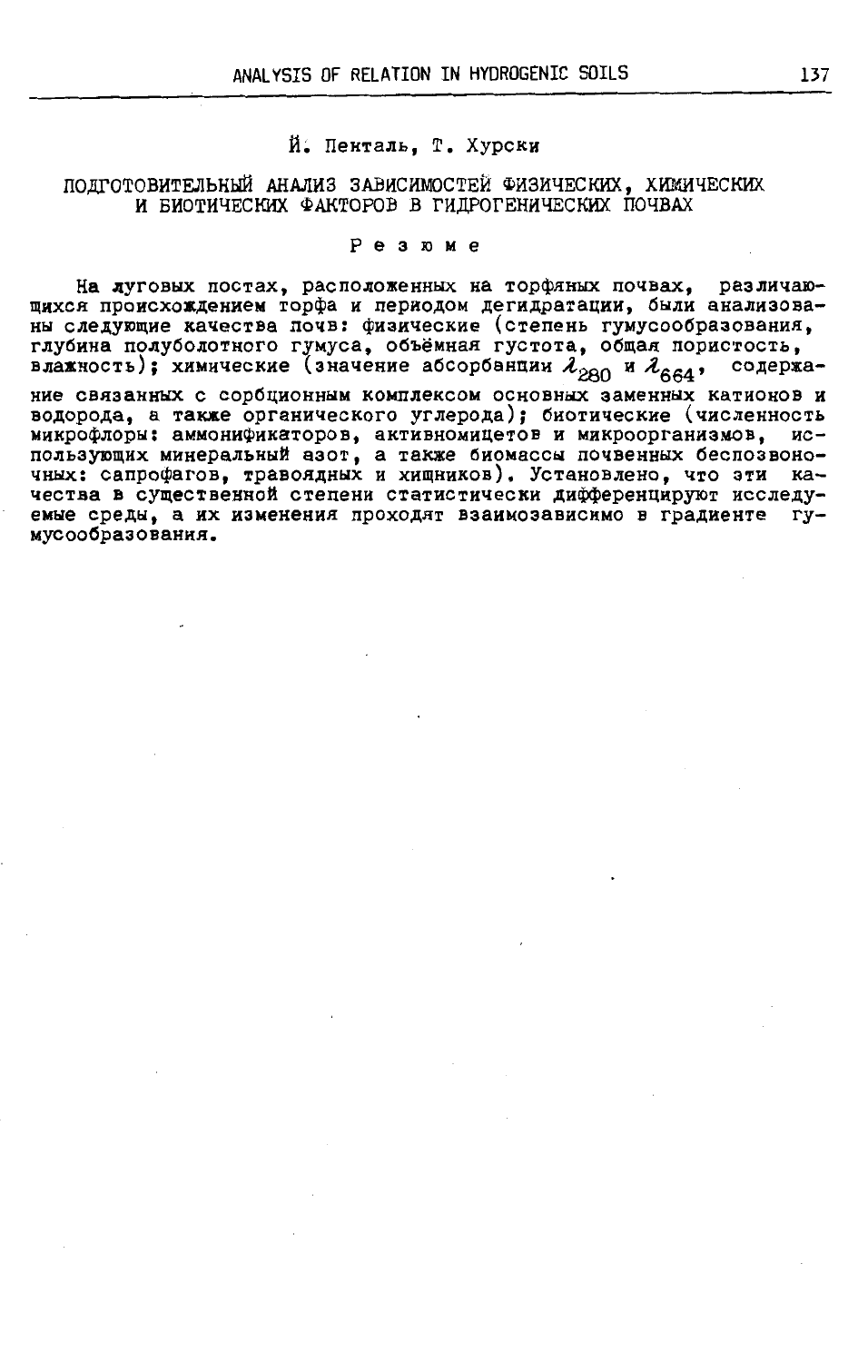Й. Пенталь, Т. Хурски

## ПОДГОТОВИТЕЛЬНЫЙ АНАЛИЗ ЗАВИСИМОСТЕЙ ФИЗИЧЕСКИХ, ХИМИЧЕСКИХ И БИОТИЧЕСКИХ ФАКТОРОВ В ГИДРОГЕНИЧЕСКИХ ПОЧВАХ

### Резюме

На луговых постах, расположенных на торфяных почвах, различающихся происхождением торфа и периодом дегидратации, были анализованы следующие качества почв: физические (степень гумусообразования, глубина полуболотного гумуса, объёмная густота, общая пористость, влажность); химические (значение абсорбанции $\lambda_{280}$ и $\lambda_{664}$, содержание связанных с сорбционным комплексом основных заменных катионов и водорода, а также органического углерода); биотические (численность микрофлоры: аммонификаторов, активномицетов и микроорганизмов, использующих минеральный азот, а также биомассы почвенных беспозвоночных: сапрофагов, травоядных и хищников). Установлено, что эти качества в существенной степени статистически дифференцируют исследуемые среды, а их изменения проходят взаимозависимо в градиенте гумусообразования.